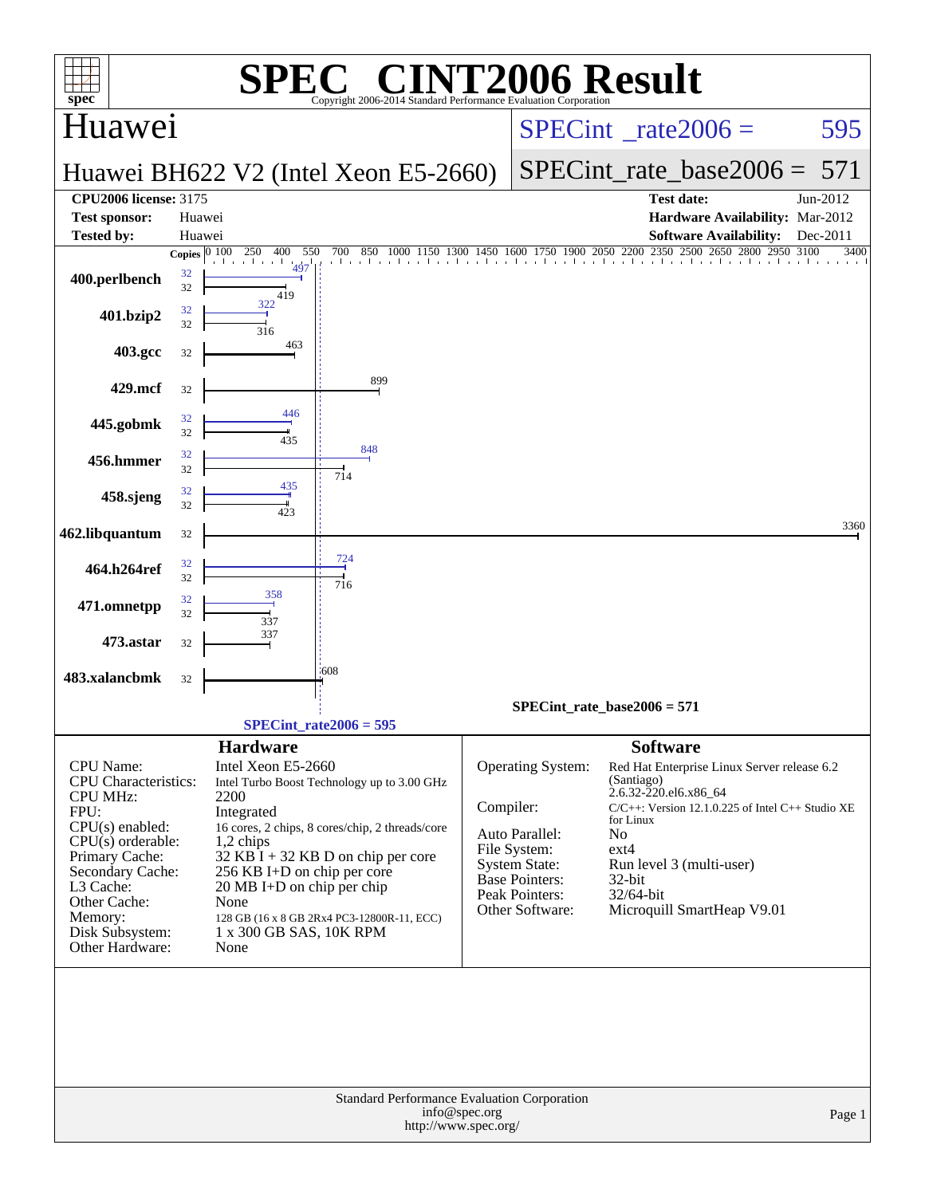# SPEC® CINT2006 Result

Copyright 2006-2014 Standard Performance Evaluation Corporation

## Huawei

**Huawei BH622 V2 (Intel Xeon E5-2660)**

SPECint_rate2006 = 595

SPECint_rate_base2006 = 571

| | | | |
|---|---|---|---|
| **CPU2006 license:** 3175 | | **Test date:** | Jun-2012 |
| **Test sponsor:** | Huawei | **Hardware Availability:** | Mar-2012 |
| **Tested by:** | Huawei | **Software Availability:** | Dec-2011 |

| Benchmark | Copies | Peak | Base |
|---|---|---|---|
| 400.perlbench | 32 | 497 | 419 |
| 401.bzip2 | 32 | 322 | 316 |
| 403.gcc | 32 | | 463 |
| 429.mcf | 32 | | 899 |
| 445.gobmk | 32 | 446 | 435 |
| 456.hmmer | 32 | 848 | 714 |
| 458.sjeng | 32 | 435 | 423 |
| 462.libquantum | 32 | | 3360 |
| 464.h264ref | 32 | 724 | 716 |
| 471.omnetpp | 32 | 358 | 337 |
| 473.astar | 32 | | 337 |
| 483.xalancbmk | 32 | | 608 |

SPECint_rate_base2006 = 571

SPECint_rate2006 = 595

### Hardware

| | |
|---|---|
| CPU Name: | Intel Xeon E5-2660 |
| CPU Characteristics: | Intel Turbo Boost Technology up to 3.00 GHz |
| CPU MHz: | 2200 |
| FPU: | Integrated |
| CPU(s) enabled: | 16 cores, 2 chips, 8 cores/chip, 2 threads/core |
| CPU(s) orderable: | 1,2 chips |
| Primary Cache: | 32 KB I + 32 KB D on chip per core |
| Secondary Cache: | 256 KB I+D on chip per core |
| L3 Cache: | 20 MB I+D on chip per chip |
| Other Cache: | None |
| Memory: | 128 GB (16 x 8 GB 2Rx4 PC3-12800R-11, ECC) |
| Disk Subsystem: | 1 x 300 GB SAS, 10K RPM |
| Other Hardware: | None |

### Software

| | |
|---|---|
| Operating System: | Red Hat Enterprise Linux Server release 6.2 (Santiago) 2.6.32-220.el6.x86_64 |
| Compiler: | C/C++: Version 12.1.0.225 of Intel C++ Studio XE for Linux |
| Auto Parallel: | No |
| File System: | ext4 |
| System State: | Run level 3 (multi-user) |
| Base Pointers: | 32-bit |
| Peak Pointers: | 32/64-bit |
| Other Software: | Microquill SmartHeap V9.01 |

Standard Performance Evaluation Corporation
info@spec.org
http://www.spec.org/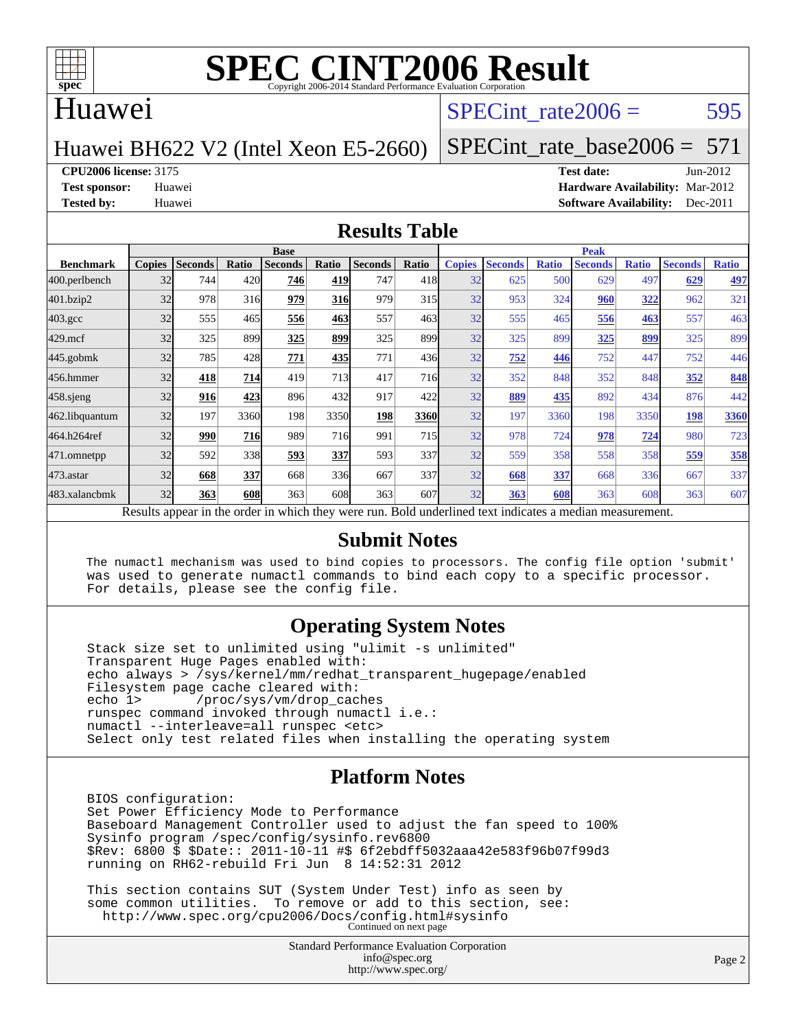# SPEC CINT2006 Result

Copyright 2006-2014 Standard Performance Evaluation Corporation

## Huawei

Huawei BH622 V2 (Intel Xeon E5-2660)

SPECint_rate2006 = 595

SPECint_rate_base2006 = 571

**CPU2006 license:** 3175
**Test sponsor:** Huawei
**Tested by:** Huawei

**Test date:** Jun-2012
**Hardware Availability:** Mar-2012
**Software Availability:** Dec-2011

## Results Table

| Benchmark | Base | | | | | | | Peak | | | | | | |
|---|---|---|---|---|---|---|---|---|---|---|---|---|---|---|
| | Copies | Seconds | Ratio | Seconds | Ratio | Seconds | Ratio | Copies | Seconds | Ratio | Seconds | Ratio | Seconds | Ratio |
| 400.perlbench | 32 | 744 | 420 | **746** | **419** | 747 | 418 | 32 | 625 | 500 | 629 | 497 | **629** | **497** |
| 401.bzip2 | 32 | 978 | 316 | **979** | **316** | 979 | 315 | 32 | 953 | 324 | **960** | **322** | 962 | 321 |
| 403.gcc | 32 | 555 | 465 | **556** | **463** | 557 | 463 | 32 | 555 | 465 | **556** | **463** | 557 | 463 |
| 429.mcf | 32 | 325 | 899 | **325** | **899** | 325 | 899 | 32 | 325 | 899 | **325** | **899** | 325 | 899 |
| 445.gobmk | 32 | 785 | 428 | **771** | **435** | 771 | 436 | 32 | **752** | **446** | 752 | 447 | 752 | 446 |
| 456.hmmer | 32 | **418** | **714** | 419 | 713 | 417 | 716 | 32 | 352 | 848 | 352 | 848 | **352** | **848** |
| 458.sjeng | 32 | **916** | **423** | 896 | 432 | 917 | 422 | 32 | **889** | **435** | 892 | 434 | 876 | 442 |
| 462.libquantum | 32 | 197 | 3360 | 198 | 3350 | **198** | **3360** | 32 | 197 | 3360 | 198 | 3350 | **198** | **3360** |
| 464.h264ref | 32 | **990** | **716** | 989 | 716 | 991 | 715 | 32 | 978 | 724 | **978** | **724** | 980 | 723 |
| 471.omnetpp | 32 | 592 | 338 | **593** | **337** | 593 | 337 | 32 | 559 | 358 | 558 | 358 | **559** | **358** |
| 473.astar | 32 | **668** | **337** | 668 | 336 | 667 | 337 | 32 | **668** | **337** | 668 | 336 | 667 | 337 |
| 483.xalancbmk | 32 | **363** | **608** | 363 | 608 | 363 | 607 | 32 | **363** | **608** | 363 | 608 | 363 | 607 |

Results appear in the order in which they were run. Bold underlined text indicates a median measurement.

## Submit Notes

```
The numactl mechanism was used to bind copies to processors. The config file option 'submit'
was used to generate numactl commands to bind each copy to a specific processor.
For details, please see the config file.
```

## Operating System Notes

```
Stack size set to unlimited using "ulimit -s unlimited"
Transparent Huge Pages enabled with:
echo always > /sys/kernel/mm/redhat_transparent_hugepage/enabled
Filesystem page cache cleared with:
echo 1>       /proc/sys/vm/drop_caches
runspec command invoked through numactl i.e.:
numactl --interleave=all runspec <etc>
Select only test related files when installing the operating system
```

## Platform Notes

```
BIOS configuration:
Set Power Efficiency Mode to Performance
Baseboard Management Controller used to adjust the fan speed to 100%
Sysinfo program /spec/config/sysinfo.rev6800
$Rev: 6800 $ $Date:: 2011-10-11 #$ 6f2ebdff5032aaa42e583f96b07f99d3
running on RH62-rebuild Fri Jun  8 14:52:31 2012

This section contains SUT (System Under Test) info as seen by
some common utilities.  To remove or add to this section, see:
  http://www.spec.org/cpu2006/Docs/config.html#sysinfo
```

Continued on next page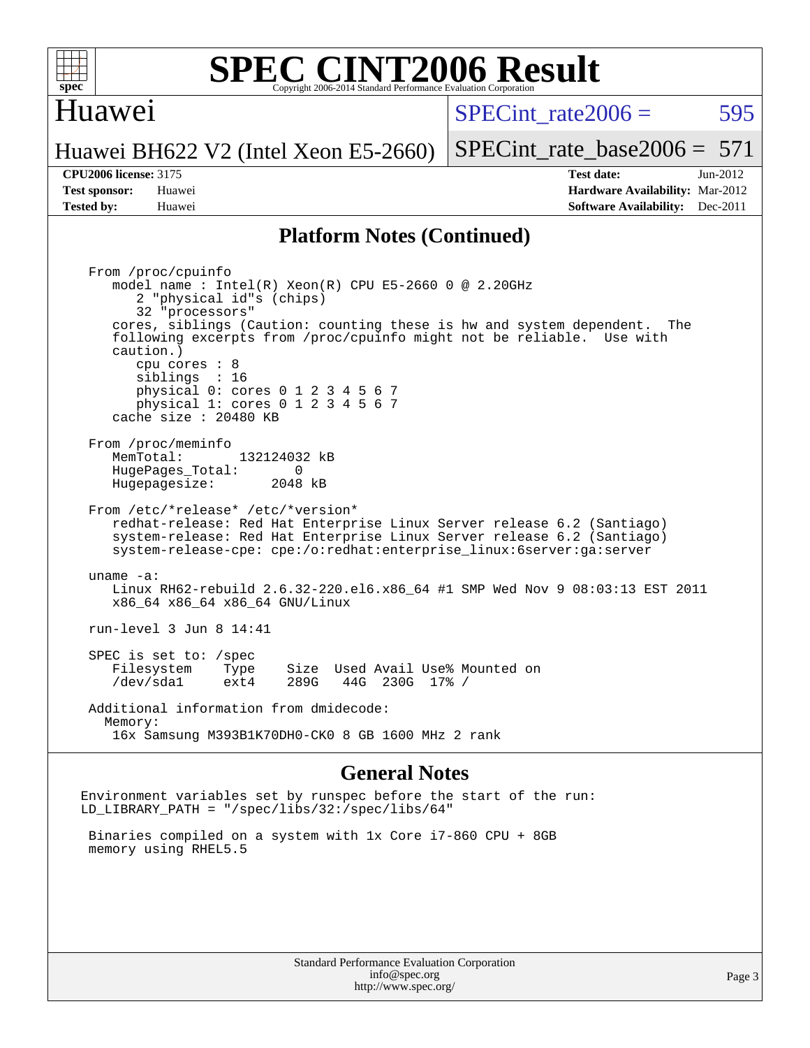## Platform Notes (Continued)

```
From /proc/cpuinfo
   model name : Intel(R) Xeon(R) CPU E5-2660 0 @ 2.20GHz
      2 "physical id"s (chips)
      32 "processors"
   cores, siblings (Caution: counting these is hw and system dependent.  The
   following excerpts from /proc/cpuinfo might not be reliable.  Use with
   caution.)
      cpu cores : 8
      siblings  : 16
      physical 0: cores 0 1 2 3 4 5 6 7
      physical 1: cores 0 1 2 3 4 5 6 7
   cache size : 20480 KB

From /proc/meminfo
   MemTotal:       132124032 kB
   HugePages_Total:       0
   Hugepagesize:       2048 kB

From /etc/*release* /etc/*version*
   redhat-release: Red Hat Enterprise Linux Server release 6.2 (Santiago)
   system-release: Red Hat Enterprise Linux Server release 6.2 (Santiago)
   system-release-cpe: cpe:/o:redhat:enterprise_linux:6server:ga:server

uname -a:
   Linux RH62-rebuild 2.6.32-220.el6.x86_64 #1 SMP Wed Nov 9 08:03:13 EST 2011
   x86_64 x86_64 x86_64 GNU/Linux

run-level 3 Jun 8 14:41

SPEC is set to: /spec
   Filesystem    Type    Size  Used Avail Use% Mounted on
   /dev/sda1     ext4    289G   44G  230G  17% /

Additional information from dmidecode:
  Memory:
   16x Samsung M393B1K70DH0-CK0 8 GB 1600 MHz 2 rank
```

## General Notes

```
Environment variables set by runspec before the start of the run:
LD_LIBRARY_PATH = "/spec/libs/32:/spec/libs/64"

 Binaries compiled on a system with 1x Core i7-860 CPU + 8GB
 memory using RHEL5.5
```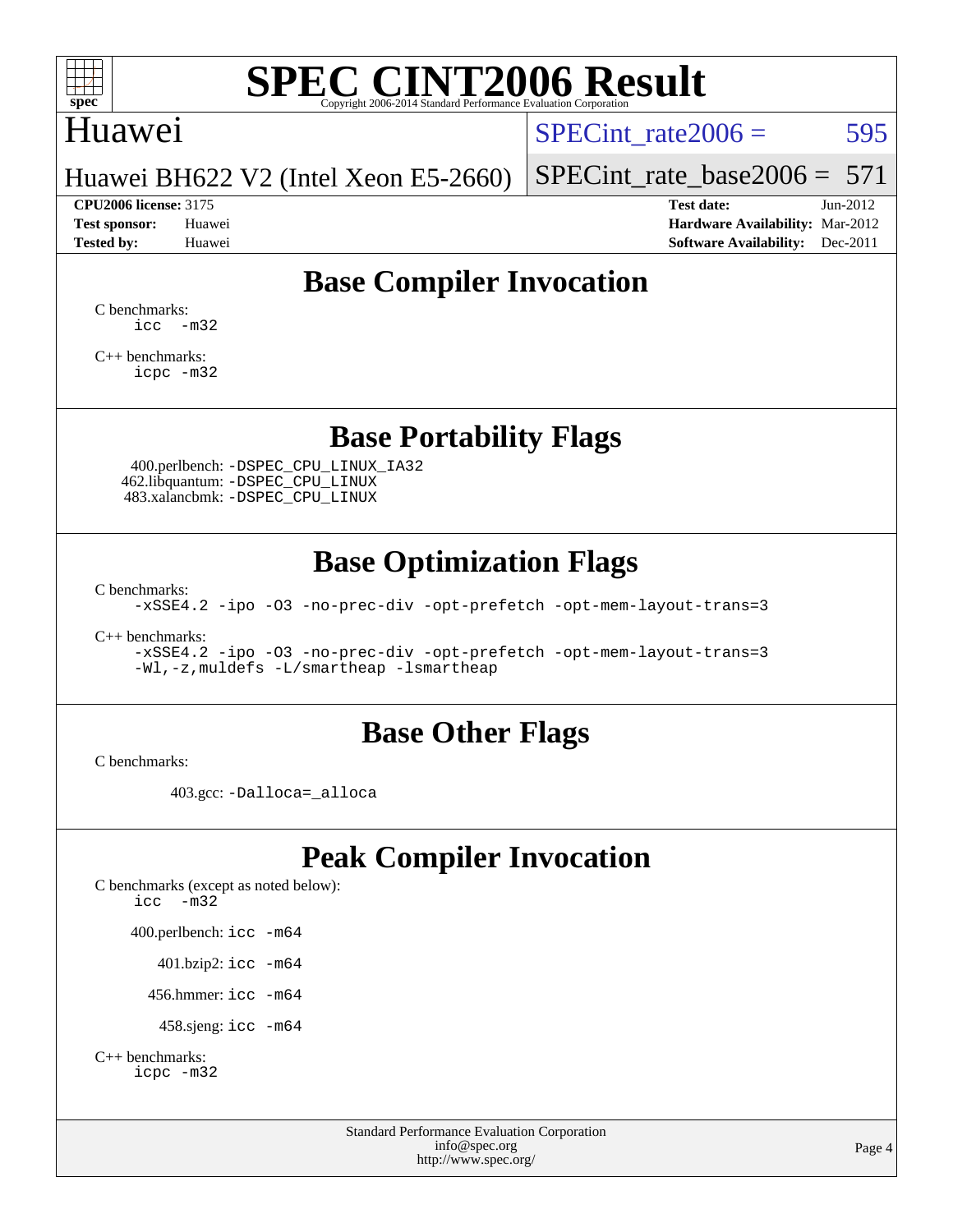# SPEC CINT2006 Result

Copyright 2006-2014 Standard Performance Evaluation Corporation

## Huawei

Huawei BH622 V2 (Intel Xeon E5-2660)

SPECint_rate2006 = 595

SPECint_rate_base2006 = 571

**CPU2006 license:** 3175
**Test sponsor:** Huawei
**Tested by:** Huawei

**Test date:** Jun-2012
**Hardware Availability:** Mar-2012
**Software Availability:** Dec-2011

## Base Compiler Invocation

C benchmarks:
```
icc -m32
```

C++ benchmarks:
```
icpc -m32
```

## Base Portability Flags

400.perlbench: `-DSPEC_CPU_LINUX_IA32`
462.libquantum: `-DSPEC_CPU_LINUX`
483.xalancbmk: `-DSPEC_CPU_LINUX`

## Base Optimization Flags

C benchmarks:
```
-xSSE4.2 -ipo -O3 -no-prec-div -opt-prefetch -opt-mem-layout-trans=3
```

C++ benchmarks:
```
-xSSE4.2 -ipo -O3 -no-prec-div -opt-prefetch -opt-mem-layout-trans=3
-Wl,-z,muldefs -L/smartheap -lsmartheap
```

## Base Other Flags

C benchmarks:

403.gcc: `-Dalloca=_alloca`

## Peak Compiler Invocation

C benchmarks (except as noted below):
```
icc -m32
```

400.perlbench: `icc -m64`

401.bzip2: `icc -m64`

456.hmmer: `icc -m64`

458.sjeng: `icc -m64`

C++ benchmarks:
```
icpc -m32
```

Standard Performance Evaluation Corporation
info@spec.org
http://www.spec.org/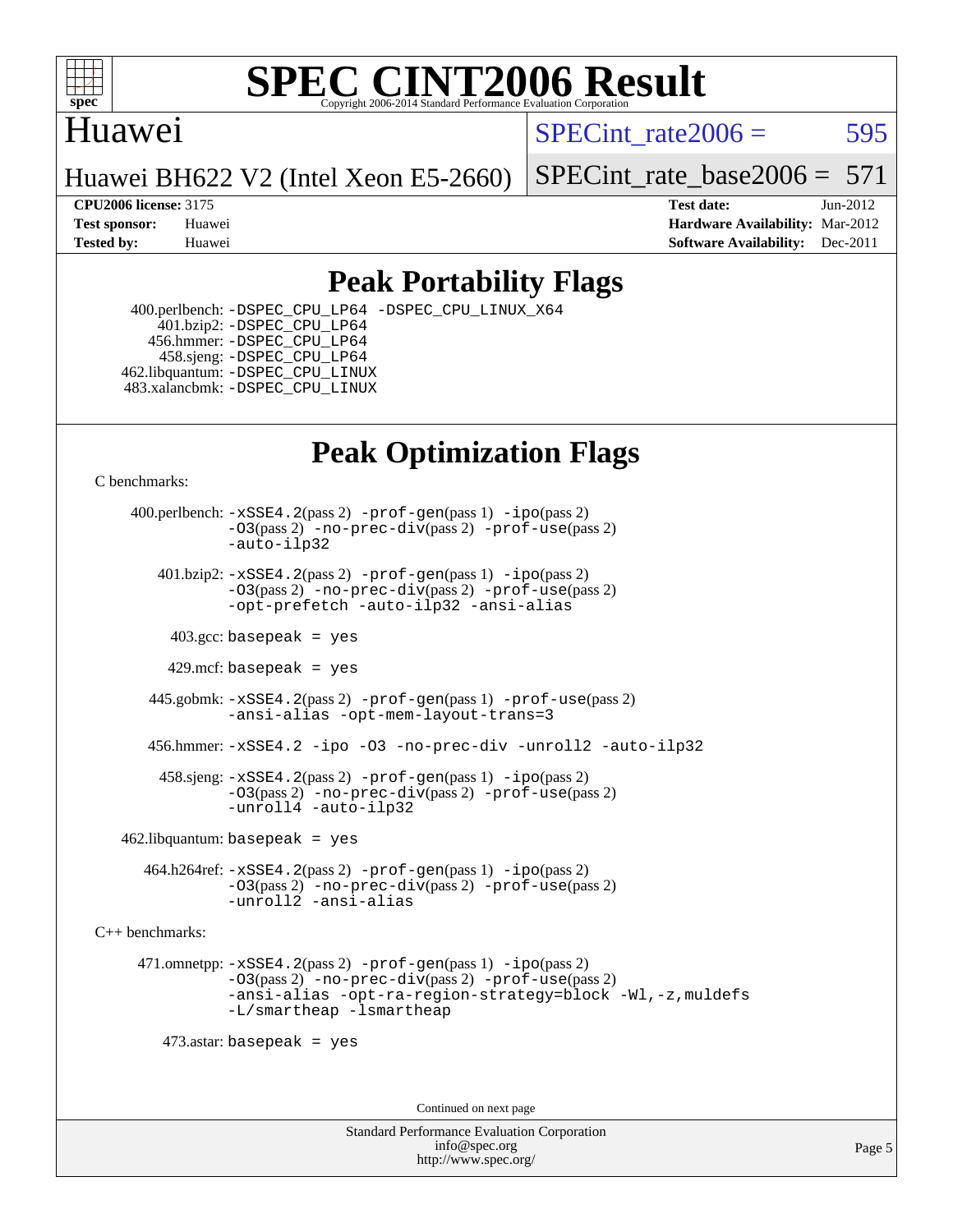# Huawei

Huawei BH622 V2 (Intel Xeon E5-2660)

SPECint_rate2006 = 595

SPECint_rate_base2006 = 571

**CPU2006 license:** 3175
**Test sponsor:** Huawei
**Tested by:** Huawei

**Test date:** Jun-2012
**Hardware Availability:** Mar-2012
**Software Availability:** Dec-2011

## Peak Portability Flags

400.perlbench: -DSPEC_CPU_LP64 -DSPEC_CPU_LINUX_X64
401.bzip2: -DSPEC_CPU_LP64
456.hmmer: -DSPEC_CPU_LP64
458.sjeng: -DSPEC_CPU_LP64
462.libquantum: -DSPEC_CPU_LINUX
483.xalancbmk: -DSPEC_CPU_LINUX

## Peak Optimization Flags

C benchmarks:

400.perlbench: -xSSE4.2(pass 2) -prof-gen(pass 1) -ipo(pass 2) -O3(pass 2) -no-prec-div(pass 2) -prof-use(pass 2) -auto-ilp32

401.bzip2: -xSSE4.2(pass 2) -prof-gen(pass 1) -ipo(pass 2) -O3(pass 2) -no-prec-div(pass 2) -prof-use(pass 2) -opt-prefetch -auto-ilp32 -ansi-alias

403.gcc: basepeak = yes

429.mcf: basepeak = yes

445.gobmk: -xSSE4.2(pass 2) -prof-gen(pass 1) -prof-use(pass 2) -ansi-alias -opt-mem-layout-trans=3

456.hmmer: -xSSE4.2 -ipo -O3 -no-prec-div -unroll2 -auto-ilp32

458.sjeng: -xSSE4.2(pass 2) -prof-gen(pass 1) -ipo(pass 2) -O3(pass 2) -no-prec-div(pass 2) -prof-use(pass 2) -unroll4 -auto-ilp32

462.libquantum: basepeak = yes

464.h264ref: -xSSE4.2(pass 2) -prof-gen(pass 1) -ipo(pass 2) -O3(pass 2) -no-prec-div(pass 2) -prof-use(pass 2) -unroll2 -ansi-alias

C++ benchmarks:

471.omnetpp: -xSSE4.2(pass 2) -prof-gen(pass 1) -ipo(pass 2) -O3(pass 2) -no-prec-div(pass 2) -prof-use(pass 2) -ansi-alias -opt-ra-region-strategy=block -Wl,-z,muldefs -L/smartheap -lsmartheap

473.astar: basepeak = yes

Continued on next page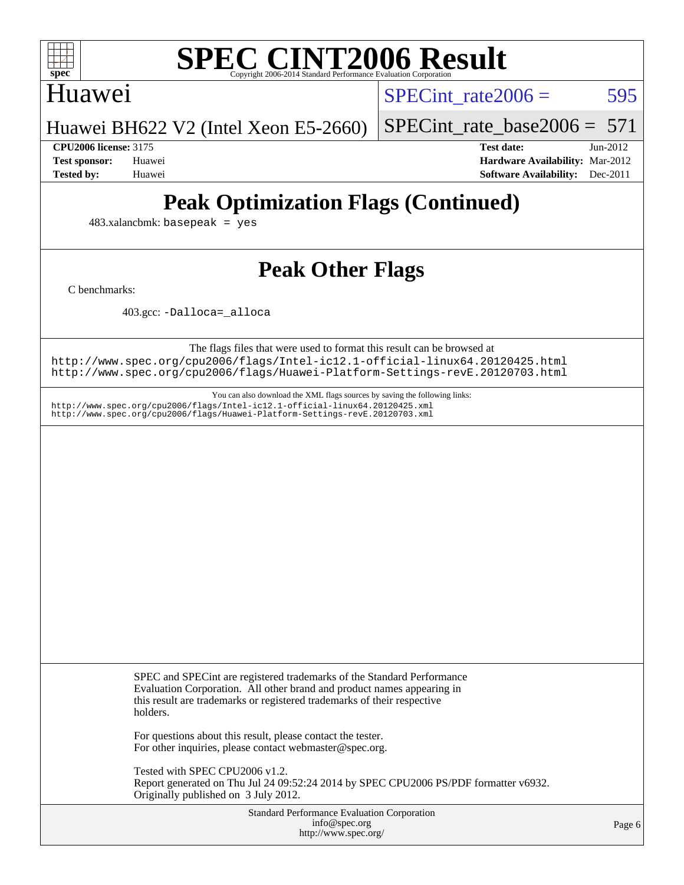# Peak Optimization Flags (Continued)

483.xalancbmk: basepeak = yes

# Peak Other Flags

C benchmarks:

403.gcc: -Dalloca=_alloca

The flags files that were used to format this result can be browsed at
http://www.spec.org/cpu2006/flags/Intel-ic12.1-official-linux64.20120425.html
http://www.spec.org/cpu2006/flags/Huawei-Platform-Settings-revE.20120703.html

You can also download the XML flags sources by saving the following links:
http://www.spec.org/cpu2006/flags/Intel-ic12.1-official-linux64.20120425.xml
http://www.spec.org/cpu2006/flags/Huawei-Platform-Settings-revE.20120703.xml

SPEC and SPECint are registered trademarks of the Standard Performance Evaluation Corporation. All other brand and product names appearing in this result are trademarks or registered trademarks of their respective holders.

For questions about this result, please contact the tester.
For other inquiries, please contact webmaster@spec.org.

Tested with SPEC CPU2006 v1.2.
Report generated on Thu Jul 24 09:52:24 2014 by SPEC CPU2006 PS/PDF formatter v6932.
Originally published on 3 July 2012.